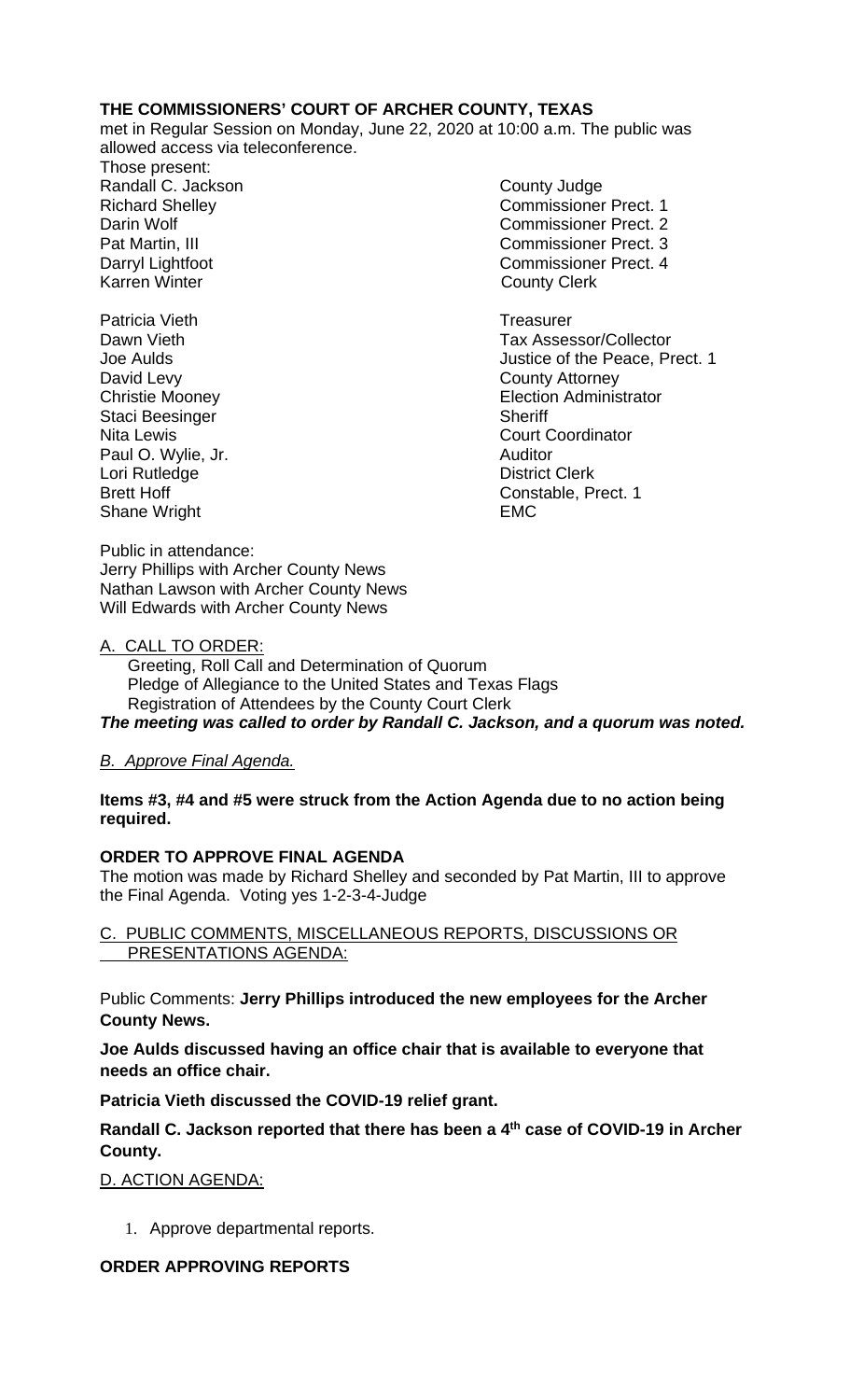**THE COMMISSIONERS' COURT OF ARCHER COUNTY, TEXAS**
met in Regular Session on Monday, June 22, 2020 at 10:00 a.m. The public was allowed access via teleconference.

Those present:

| | |
|---|---|
| Randall C. Jackson | County Judge |
| Richard Shelley | Commissioner Prect. 1 |
| Darin Wolf | Commissioner Prect. 2 |
| Pat Martin, III | Commissioner Prect. 3 |
| Darryl Lightfoot | Commissioner Prect. 4 |
| Karren Winter | County Clerk |
| | |
| Patricia Vieth | Treasurer |
| Dawn Vieth | Tax Assessor/Collector |
| Joe Aulds | Justice of the Peace, Prect. 1 |
| David Levy | County Attorney |
| Christie Mooney | Election Administrator |
| Staci Beesinger | Sheriff |
| Nita Lewis | Court Coordinator |
| Paul O. Wylie, Jr. | Auditor |
| Lori Rutledge | District Clerk |
| Brett Hoff | Constable, Prect. 1 |
| Shane Wright | EMC |

Public in attendance:
Jerry Phillips with Archer County News
Nathan Lawson with Archer County News
Will Edwards with Archer County News

A. CALL TO ORDER:

Greeting, Roll Call and Determination of Quorum
Pledge of Allegiance to the United States and Texas Flags
Registration of Attendees by the County Court Clerk

***The meeting was called to order by Randall C. Jackson, and a quorum was noted.***

*B. Approve Final Agenda.*

**Items #3, #4 and #5 were struck from the Action Agenda due to no action being required.**

**ORDER TO APPROVE FINAL AGENDA**

The motion was made by Richard Shelley and seconded by Pat Martin, III to approve the Final Agenda. Voting yes 1-2-3-4-Judge

C. PUBLIC COMMENTS, MISCELLANEOUS REPORTS, DISCUSSIONS OR PRESENTATIONS AGENDA:

Public Comments: **Jerry Phillips introduced the new employees for the Archer County News.**

**Joe Aulds discussed having an office chair that is available to everyone that needs an office chair.**

**Patricia Vieth discussed the COVID-19 relief grant.**

**Randall C. Jackson reported that there has been a 4th case of COVID-19 in Archer County.**

D. ACTION AGENDA:

1. Approve departmental reports.

**ORDER APPROVING REPORTS**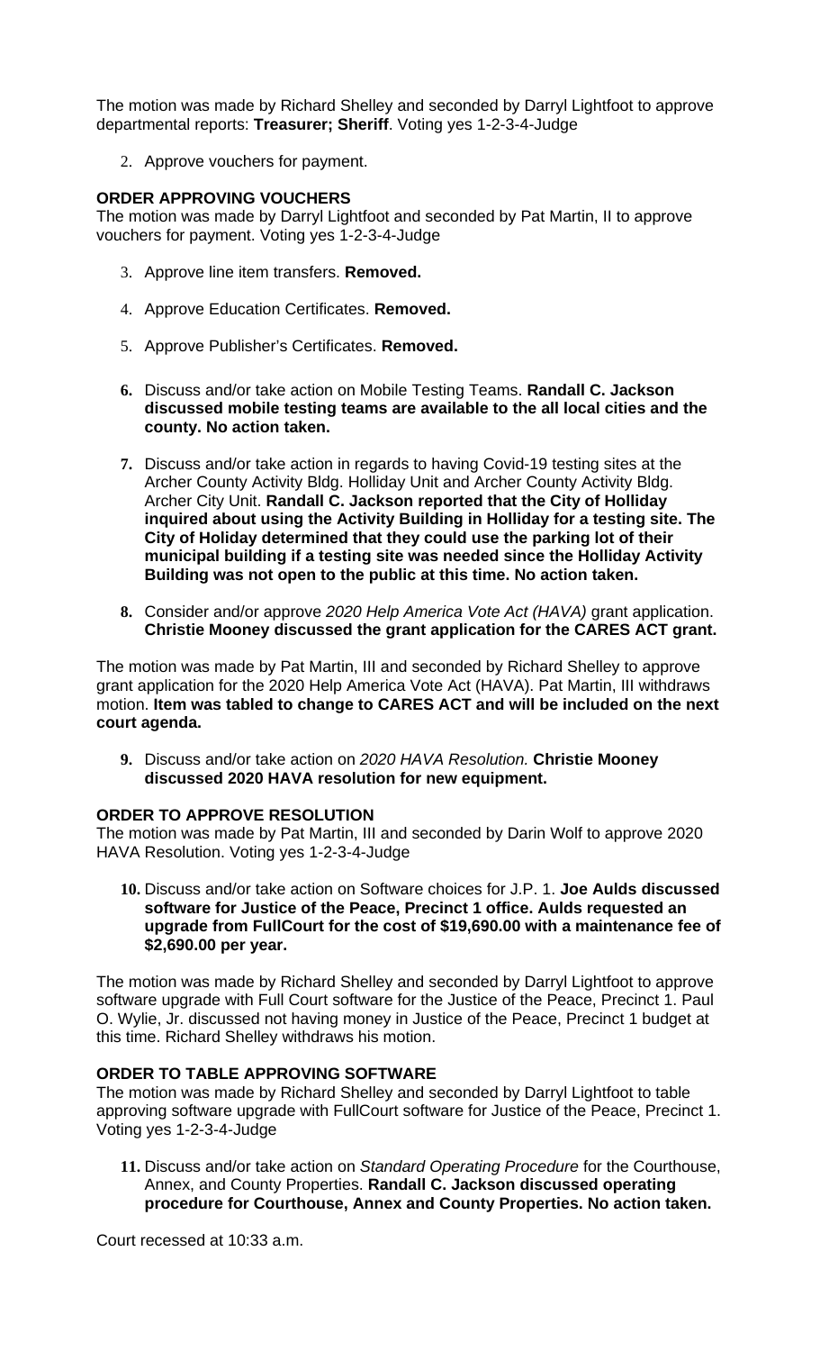The motion was made by Richard Shelley and seconded by Darryl Lightfoot to approve departmental reports: **Treasurer; Sheriff**. Voting yes 1-2-3-4-Judge

2. Approve vouchers for payment.

**ORDER APPROVING VOUCHERS**

The motion was made by Darryl Lightfoot and seconded by Pat Martin, II to approve vouchers for payment. Voting yes 1-2-3-4-Judge

3. Approve line item transfers. **Removed.**

4. Approve Education Certificates. **Removed.**

5. Approve Publisher's Certificates. **Removed.**

6. Discuss and/or take action on Mobile Testing Teams. **Randall C. Jackson discussed mobile testing teams are available to the all local cities and the county. No action taken.**

7. Discuss and/or take action in regards to having Covid-19 testing sites at the Archer County Activity Bldg. Holliday Unit and Archer County Activity Bldg. Archer City Unit. **Randall C. Jackson reported that the City of Holliday inquired about using the Activity Building in Holliday for a testing site. The City of Holiday determined that they could use the parking lot of their municipal building if a testing site was needed since the Holliday Activity Building was not open to the public at this time. No action taken.**

8. Consider and/or approve *2020 Help America Vote Act (HAVA)* grant application. **Christie Mooney discussed the grant application for the CARES ACT grant.**

The motion was made by Pat Martin, III and seconded by Richard Shelley to approve grant application for the 2020 Help America Vote Act (HAVA). Pat Martin, III withdraws motion. **Item was tabled to change to CARES ACT and will be included on the next court agenda.**

9. Discuss and/or take action on *2020 HAVA Resolution.* **Christie Mooney discussed 2020 HAVA resolution for new equipment.**

**ORDER TO APPROVE RESOLUTION**

The motion was made by Pat Martin, III and seconded by Darin Wolf to approve 2020 HAVA Resolution. Voting yes 1-2-3-4-Judge

10. Discuss and/or take action on Software choices for J.P. 1. **Joe Aulds discussed software for Justice of the Peace, Precinct 1 office. Aulds requested an upgrade from FullCourt for the cost of $19,690.00 with a maintenance fee of $2,690.00 per year.**

The motion was made by Richard Shelley and seconded by Darryl Lightfoot to approve software upgrade with Full Court software for the Justice of the Peace, Precinct 1. Paul O. Wylie, Jr. discussed not having money in Justice of the Peace, Precinct 1 budget at this time. Richard Shelley withdraws his motion.

**ORDER TO TABLE APPROVING SOFTWARE**

The motion was made by Richard Shelley and seconded by Darryl Lightfoot to table approving software upgrade with FullCourt software for Justice of the Peace, Precinct 1. Voting yes 1-2-3-4-Judge

11. Discuss and/or take action on *Standard Operating Procedure* for the Courthouse, Annex, and County Properties. **Randall C. Jackson discussed operating procedure for Courthouse, Annex and County Properties. No action taken.**

Court recessed at 10:33 a.m.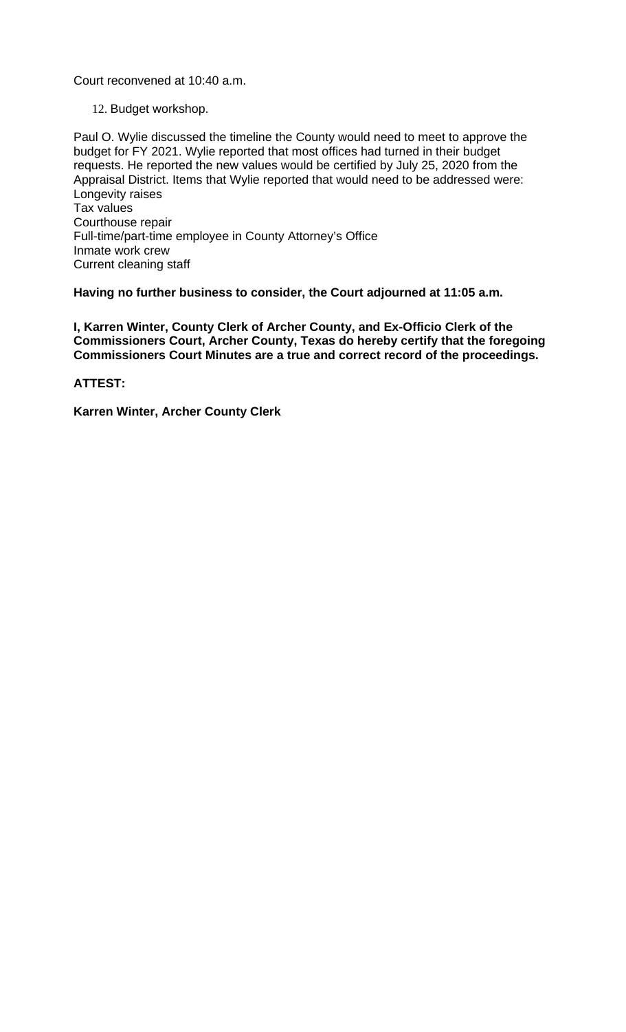Court reconvened at 10:40 a.m.

12. Budget workshop.

Paul O. Wylie discussed the timeline the County would need to meet to approve the budget for FY 2021. Wylie reported that most offices had turned in their budget requests. He reported the new values would be certified by July 25, 2020 from the Appraisal District. Items that Wylie reported that would need to be addressed were:
Longevity raises
Tax values
Courthouse repair
Full-time/part-time employee in County Attorney's Office
Inmate work crew
Current cleaning staff

**Having no further business to consider, the Court adjourned at 11:05 a.m.**

**I, Karren Winter, County Clerk of Archer County, and Ex-Officio Clerk of the Commissioners Court, Archer County, Texas do hereby certify that the foregoing Commissioners Court Minutes are a true and correct record of the proceedings.**

**ATTEST:**

**Karren Winter, Archer County Clerk**